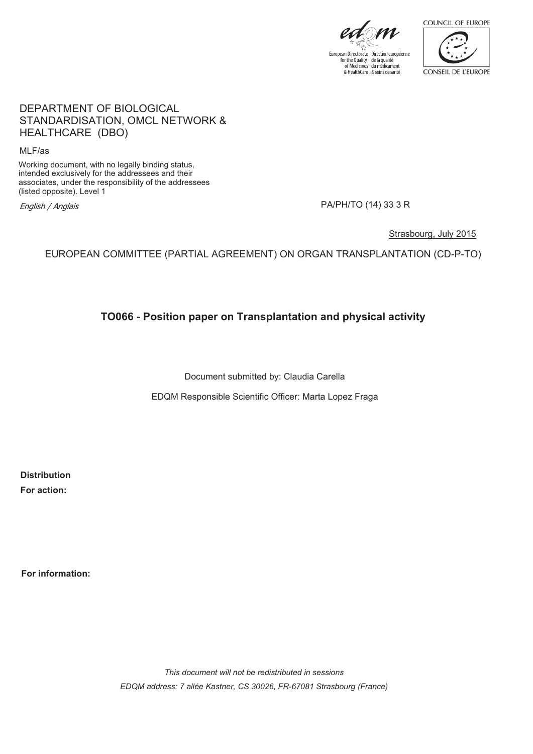European Directorate for the Quality of Medicines & HealthCare | Direction européenne de la qualité du médicament & soins de santé

COUNCIL OF EUROPE

CONSEIL DE L'EUROPE

DEPARTMENT OF BIOLOGICAL STANDARDISATION, OMCL NETWORK & HEALTHCARE (DBO)

MLF/as

Working document, with no legally binding status, intended exclusively for the addressees and their associates, under the responsibility of the addressees (listed opposite). Level 1

*English / Anglais*

PA/PH/TO (14) 33 3 R

Strasbourg, July 2015

EUROPEAN COMMITTEE (PARTIAL AGREEMENT) ON ORGAN TRANSPLANTATION (CD-P-TO)

# TO066 - Position paper on Transplantation and physical activity

Document submitted by: Claudia Carella

EDQM Responsible Scientific Officer: Marta Lopez Fraga

**Distribution**

**For action:**

**For information:**

*This document will not be redistributed in sessions*

*EDQM address: 7 allée Kastner, CS 30026, FR-67081 Strasbourg (France)*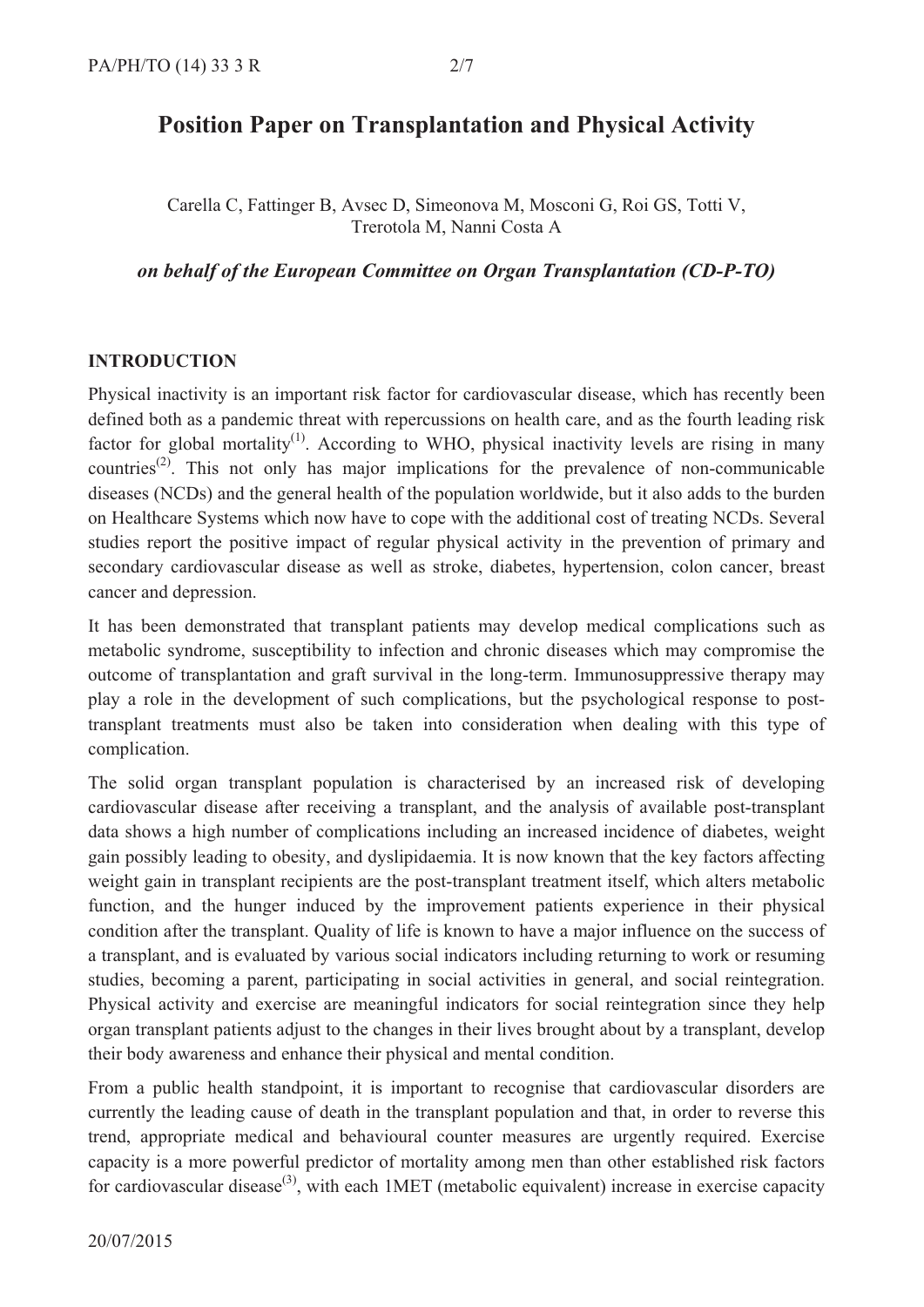# Position Paper on Transplantation and Physical Activity

Carella C, Fattinger B, Avsec D, Simeonova M, Mosconi G, Roi GS, Totti V, Trerotola M, Nanni Costa A

***on behalf of the European Committee on Organ Transplantation (CD-P-TO)***

## INTRODUCTION

Physical inactivity is an important risk factor for cardiovascular disease, which has recently been defined both as a pandemic threat with repercussions on health care, and as the fourth leading risk factor for global mortality[(1)]. According to WHO, physical inactivity levels are rising in many countries[(2)]. This not only has major implications for the prevalence of non-communicable diseases (NCDs) and the general health of the population worldwide, but it also adds to the burden on Healthcare Systems which now have to cope with the additional cost of treating NCDs. Several studies report the positive impact of regular physical activity in the prevention of primary and secondary cardiovascular disease as well as stroke, diabetes, hypertension, colon cancer, breast cancer and depression.

It has been demonstrated that transplant patients may develop medical complications such as metabolic syndrome, susceptibility to infection and chronic diseases which may compromise the outcome of transplantation and graft survival in the long-term. Immunosuppressive therapy may play a role in the development of such complications, but the psychological response to post-transplant treatments must also be taken into consideration when dealing with this type of complication.

The solid organ transplant population is characterised by an increased risk of developing cardiovascular disease after receiving a transplant, and the analysis of available post-transplant data shows a high number of complications including an increased incidence of diabetes, weight gain possibly leading to obesity, and dyslipidaemia. It is now known that the key factors affecting weight gain in transplant recipients are the post-transplant treatment itself, which alters metabolic function, and the hunger induced by the improvement patients experience in their physical condition after the transplant. Quality of life is known to have a major influence on the success of a transplant, and is evaluated by various social indicators including returning to work or resuming studies, becoming a parent, participating in social activities in general, and social reintegration. Physical activity and exercise are meaningful indicators for social reintegration since they help organ transplant patients adjust to the changes in their lives brought about by a transplant, develop their body awareness and enhance their physical and mental condition.

From a public health standpoint, it is important to recognise that cardiovascular disorders are currently the leading cause of death in the transplant population and that, in order to reverse this trend, appropriate medical and behavioural counter measures are urgently required. Exercise capacity is a more powerful predictor of mortality among men than other established risk factors for cardiovascular disease[(3)], with each 1MET (metabolic equivalent) increase in exercise capacity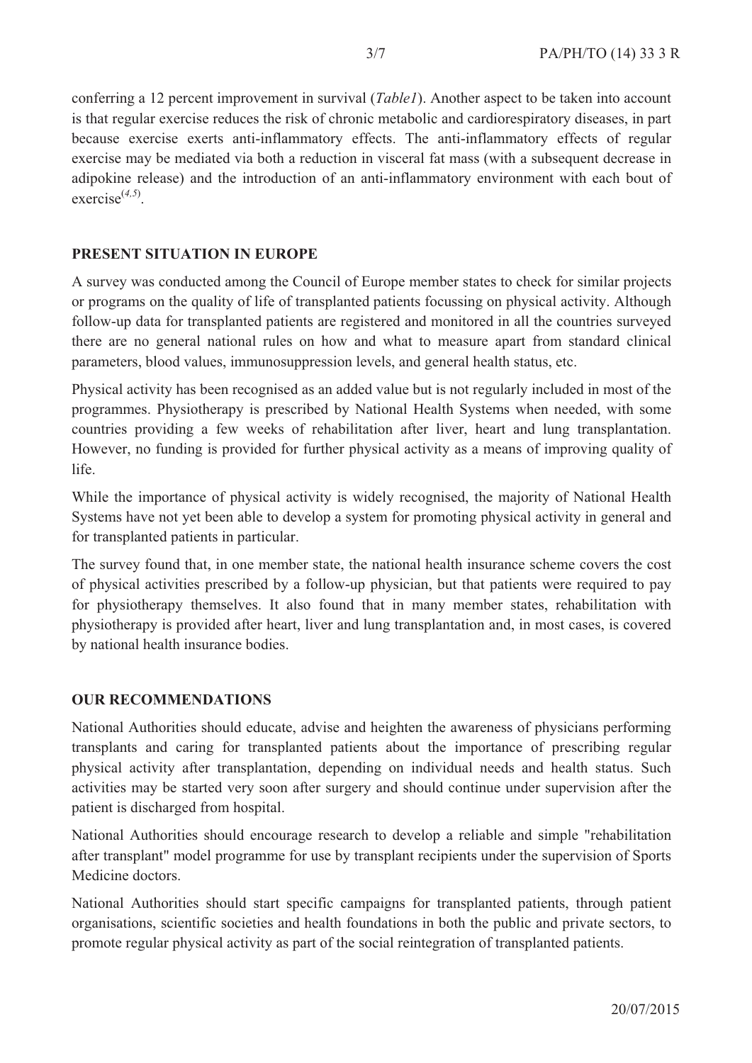conferring a 12 percent improvement in survival (*Table1*). Another aspect to be taken into account is that regular exercise reduces the risk of chronic metabolic and cardiorespiratory diseases, in part because exercise exerts anti-inflammatory effects. The anti-inflammatory effects of regular exercise may be mediated via both a reduction in visceral fat mass (with a subsequent decrease in adipokine release) and the introduction of an anti-inflammatory environment with each bout of exercise[4,5].

## PRESENT SITUATION IN EUROPE

A survey was conducted among the Council of Europe member states to check for similar projects or programs on the quality of life of transplanted patients focussing on physical activity. Although follow-up data for transplanted patients are registered and monitored in all the countries surveyed there are no general national rules on how and what to measure apart from standard clinical parameters, blood values, immunosuppression levels, and general health status, etc.

Physical activity has been recognised as an added value but is not regularly included in most of the programmes. Physiotherapy is prescribed by National Health Systems when needed, with some countries providing a few weeks of rehabilitation after liver, heart and lung transplantation. However, no funding is provided for further physical activity as a means of improving quality of life.

While the importance of physical activity is widely recognised, the majority of National Health Systems have not yet been able to develop a system for promoting physical activity in general and for transplanted patients in particular.

The survey found that, in one member state, the national health insurance scheme covers the cost of physical activities prescribed by a follow-up physician, but that patients were required to pay for physiotherapy themselves. It also found that in many member states, rehabilitation with physiotherapy is provided after heart, liver and lung transplantation and, in most cases, is covered by national health insurance bodies.

## OUR RECOMMENDATIONS

National Authorities should educate, advise and heighten the awareness of physicians performing transplants and caring for transplanted patients about the importance of prescribing regular physical activity after transplantation, depending on individual needs and health status. Such activities may be started very soon after surgery and should continue under supervision after the patient is discharged from hospital.

National Authorities should encourage research to develop a reliable and simple "rehabilitation after transplant" model programme for use by transplant recipients under the supervision of Sports Medicine doctors.

National Authorities should start specific campaigns for transplanted patients, through patient organisations, scientific societies and health foundations in both the public and private sectors, to promote regular physical activity as part of the social reintegration of transplanted patients.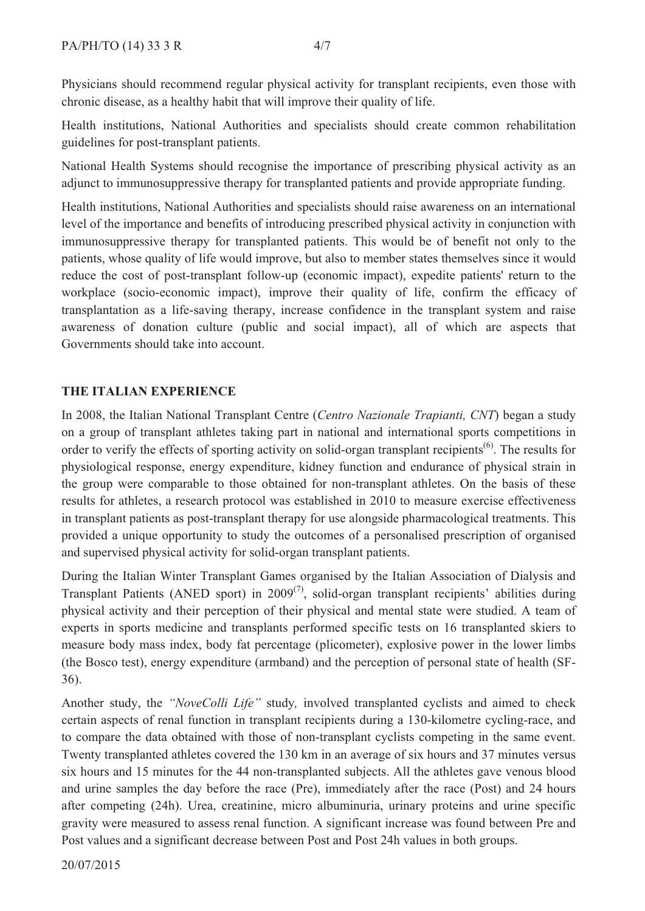Physicians should recommend regular physical activity for transplant recipients, even those with chronic disease, as a healthy habit that will improve their quality of life.

Health institutions, National Authorities and specialists should create common rehabilitation guidelines for post-transplant patients.

National Health Systems should recognise the importance of prescribing physical activity as an adjunct to immunosuppressive therapy for transplanted patients and provide appropriate funding.

Health institutions, National Authorities and specialists should raise awareness on an international level of the importance and benefits of introducing prescribed physical activity in conjunction with immunosuppressive therapy for transplanted patients. This would be of benefit not only to the patients, whose quality of life would improve, but also to member states themselves since it would reduce the cost of post-transplant follow-up (economic impact), expedite patients' return to the workplace (socio-economic impact), improve their quality of life, confirm the efficacy of transplantation as a life-saving therapy, increase confidence in the transplant system and raise awareness of donation culture (public and social impact), all of which are aspects that Governments should take into account.

## THE ITALIAN EXPERIENCE

In 2008, the Italian National Transplant Centre (*Centro Nazionale Trapianti, CNT*) began a study on a group of transplant athletes taking part in national and international sports competitions in order to verify the effects of sporting activity on solid-organ transplant recipients[6]. The results for physiological response, energy expenditure, kidney function and endurance of physical strain in the group were comparable to those obtained for non-transplant athletes. On the basis of these results for athletes, a research protocol was established in 2010 to measure exercise effectiveness in transplant patients as post-transplant therapy for use alongside pharmacological treatments. This provided a unique opportunity to study the outcomes of a personalised prescription of organised and supervised physical activity for solid-organ transplant patients.

During the Italian Winter Transplant Games organised by the Italian Association of Dialysis and Transplant Patients (ANED sport) in 2009[7], solid-organ transplant recipients' abilities during physical activity and their perception of their physical and mental state were studied. A team of experts in sports medicine and transplants performed specific tests on 16 transplanted skiers to measure body mass index, body fat percentage (plicometer), explosive power in the lower limbs (the Bosco test), energy expenditure (armband) and the perception of personal state of health (SF-36).

Another study, the *"NoveColli Life"* study*,* involved transplanted cyclists and aimed to check certain aspects of renal function in transplant recipients during a 130-kilometre cycling-race, and to compare the data obtained with those of non-transplant cyclists competing in the same event. Twenty transplanted athletes covered the 130 km in an average of six hours and 37 minutes versus six hours and 15 minutes for the 44 non-transplanted subjects. All the athletes gave venous blood and urine samples the day before the race (Pre), immediately after the race (Post) and 24 hours after competing (24h). Urea, creatinine, micro albuminuria, urinary proteins and urine specific gravity were measured to assess renal function. A significant increase was found between Pre and Post values and a significant decrease between Post and Post 24h values in both groups.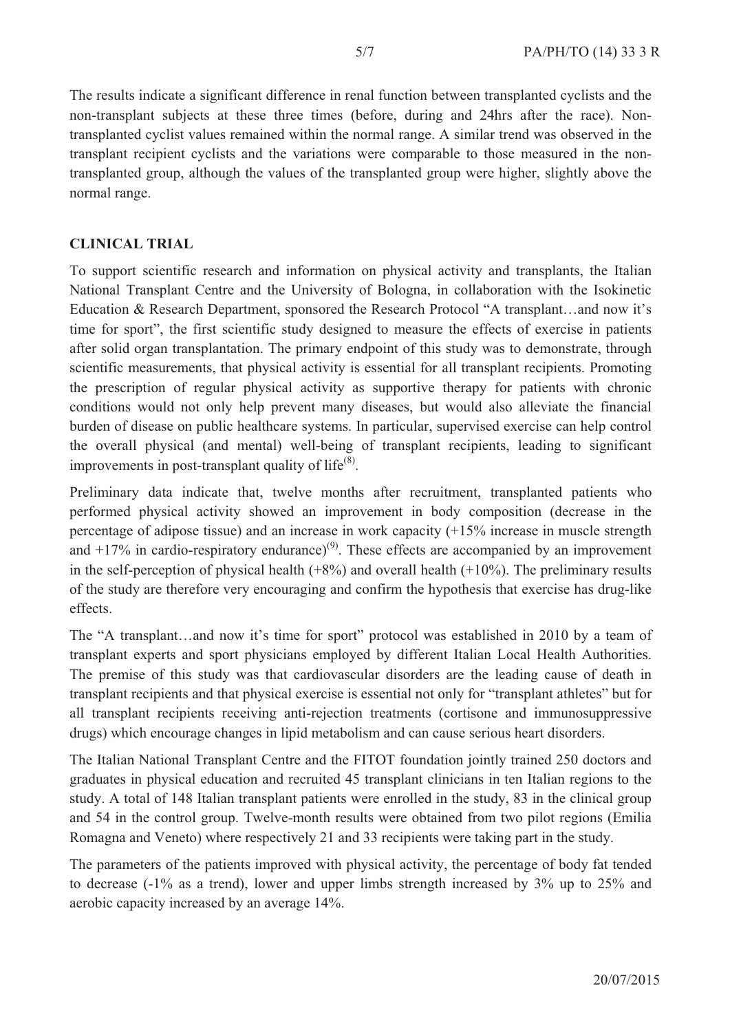The results indicate a significant difference in renal function between transplanted cyclists and the non-transplant subjects at these three times (before, during and 24hrs after the race). Non-transplanted cyclist values remained within the normal range. A similar trend was observed in the transplant recipient cyclists and the variations were comparable to those measured in the non-transplanted group, although the values of the transplanted group were higher, slightly above the normal range.

## CLINICAL TRIAL

To support scientific research and information on physical activity and transplants, the Italian National Transplant Centre and the University of Bologna, in collaboration with the Isokinetic Education & Research Department, sponsored the Research Protocol "A transplant…and now it's time for sport", the first scientific study designed to measure the effects of exercise in patients after solid organ transplantation. The primary endpoint of this study was to demonstrate, through scientific measurements, that physical activity is essential for all transplant recipients. Promoting the prescription of regular physical activity as supportive therapy for patients with chronic conditions would not only help prevent many diseases, but would also alleviate the financial burden of disease on public healthcare systems. In particular, supervised exercise can help control the overall physical (and mental) well-being of transplant recipients, leading to significant improvements in post-transplant quality of life(8).

Preliminary data indicate that, twelve months after recruitment, transplanted patients who performed physical activity showed an improvement in body composition (decrease in the percentage of adipose tissue) and an increase in work capacity (+15% increase in muscle strength and +17% in cardio-respiratory endurance)(9). These effects are accompanied by an improvement in the self-perception of physical health (+8%) and overall health (+10%). The preliminary results of the study are therefore very encouraging and confirm the hypothesis that exercise has drug-like effects.

The "A transplant…and now it's time for sport" protocol was established in 2010 by a team of transplant experts and sport physicians employed by different Italian Local Health Authorities. The premise of this study was that cardiovascular disorders are the leading cause of death in transplant recipients and that physical exercise is essential not only for "transplant athletes" but for all transplant recipients receiving anti-rejection treatments (cortisone and immunosuppressive drugs) which encourage changes in lipid metabolism and can cause serious heart disorders.

The Italian National Transplant Centre and the FITOT foundation jointly trained 250 doctors and graduates in physical education and recruited 45 transplant clinicians in ten Italian regions to the study. A total of 148 Italian transplant patients were enrolled in the study, 83 in the clinical group and 54 in the control group. Twelve-month results were obtained from two pilot regions (Emilia Romagna and Veneto) where respectively 21 and 33 recipients were taking part in the study.

The parameters of the patients improved with physical activity, the percentage of body fat tended to decrease (-1% as a trend), lower and upper limbs strength increased by 3% up to 25% and aerobic capacity increased by an average 14%.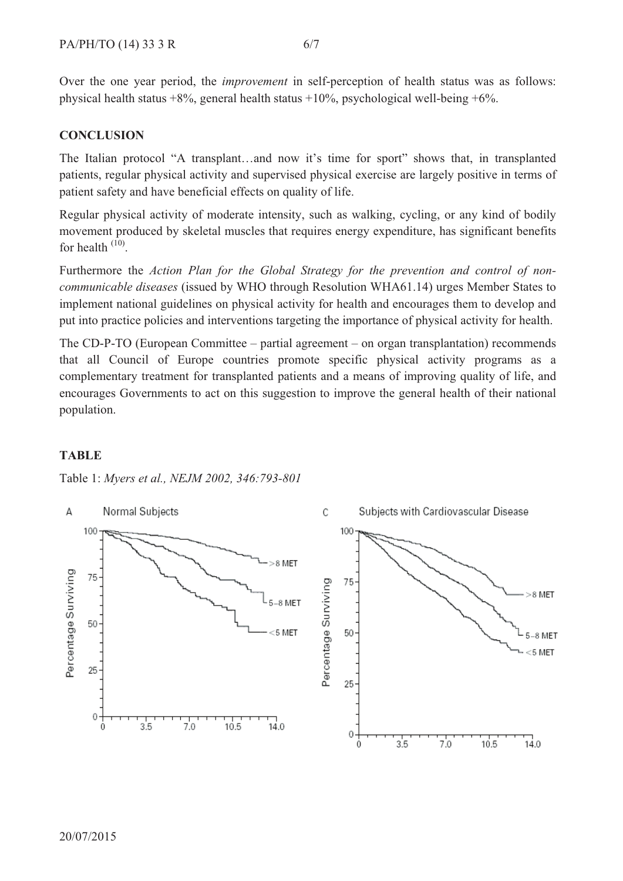Over the one year period, the *improvement* in self-perception of health status was as follows: physical health status +8%, general health status +10%, psychological well-being +6%.

## CONCLUSION

The Italian protocol "A transplant…and now it's time for sport" shows that, in transplanted patients, regular physical activity and supervised physical exercise are largely positive in terms of patient safety and have beneficial effects on quality of life.

Regular physical activity of moderate intensity, such as walking, cycling, or any kind of bodily movement produced by skeletal muscles that requires energy expenditure, has significant benefits for health [10].

Furthermore the *Action Plan for the Global Strategy for the prevention and control of non-communicable diseases* (issued by WHO through Resolution WHA61.14) urges Member States to implement national guidelines on physical activity for health and encourages them to develop and put into practice policies and interventions targeting the importance of physical activity for health.

The CD-P-TO (European Committee – partial agreement – on organ transplantation) recommends that all Council of Europe countries promote specific physical activity programs as a complementary treatment for transplanted patients and a means of improving quality of life, and encourages Governments to act on this suggestion to improve the general health of their national population.

## TABLE

Table 1: *Myers et al., NEJM 2002, 346:793-801*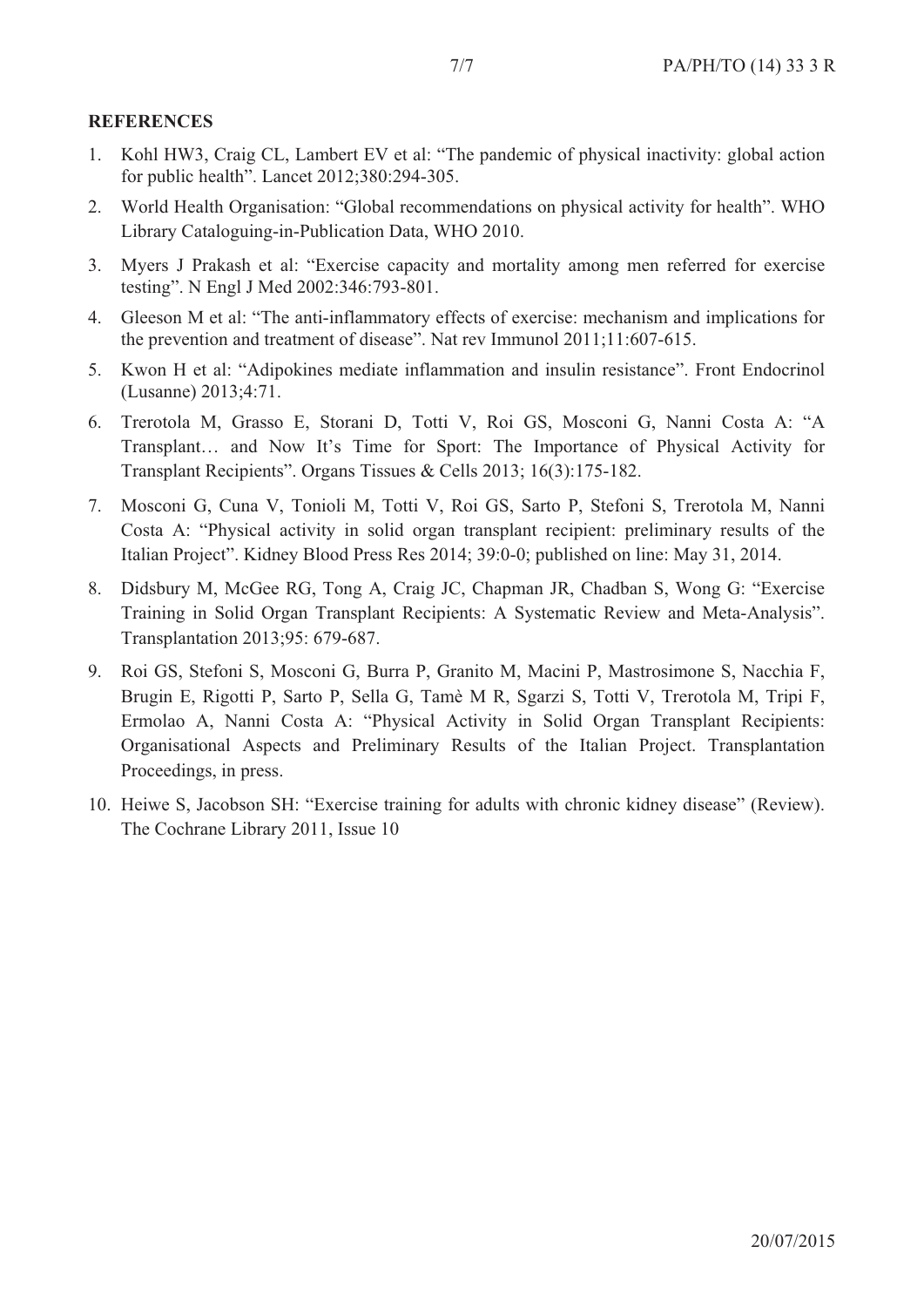**REFERENCES**

1. Kohl HW3, Craig CL, Lambert EV et al: "The pandemic of physical inactivity: global action for public health". Lancet 2012;380:294-305.
2. World Health Organisation: "Global recommendations on physical activity for health". WHO Library Cataloguing-in-Publication Data, WHO 2010.
3. Myers J Prakash et al: "Exercise capacity and mortality among men referred for exercise testing". N Engl J Med 2002:346:793-801.
4. Gleeson M et al: "The anti-inflammatory effects of exercise: mechanism and implications for the prevention and treatment of disease". Nat rev Immunol 2011;11:607-615.
5. Kwon H et al: "Adipokines mediate inflammation and insulin resistance". Front Endocrinol (Lusanne) 2013;4:71.
6. Trerotola M, Grasso E, Storani D, Totti V, Roi GS, Mosconi G, Nanni Costa A: "A Transplant… and Now It's Time for Sport: The Importance of Physical Activity for Transplant Recipients". Organs Tissues & Cells 2013; 16(3):175-182.
7. Mosconi G, Cuna V, Tonioli M, Totti V, Roi GS, Sarto P, Stefoni S, Trerotola M, Nanni Costa A: "Physical activity in solid organ transplant recipient: preliminary results of the Italian Project". Kidney Blood Press Res 2014; 39:0-0; published on line: May 31, 2014.
8. Didsbury M, McGee RG, Tong A, Craig JC, Chapman JR, Chadban S, Wong G: "Exercise Training in Solid Organ Transplant Recipients: A Systematic Review and Meta-Analysis". Transplantation 2013;95: 679-687.
9. Roi GS, Stefoni S, Mosconi G, Burra P, Granito M, Macini P, Mastrosimone S, Nacchia F, Brugin E, Rigotti P, Sarto P, Sella G, Tamè M R, Sgarzi S, Totti V, Trerotola M, Tripi F, Ermolao A, Nanni Costa A: "Physical Activity in Solid Organ Transplant Recipients: Organisational Aspects and Preliminary Results of the Italian Project. Transplantation Proceedings, in press.
10. Heiwe S, Jacobson SH: "Exercise training for adults with chronic kidney disease" (Review). The Cochrane Library 2011, Issue 10